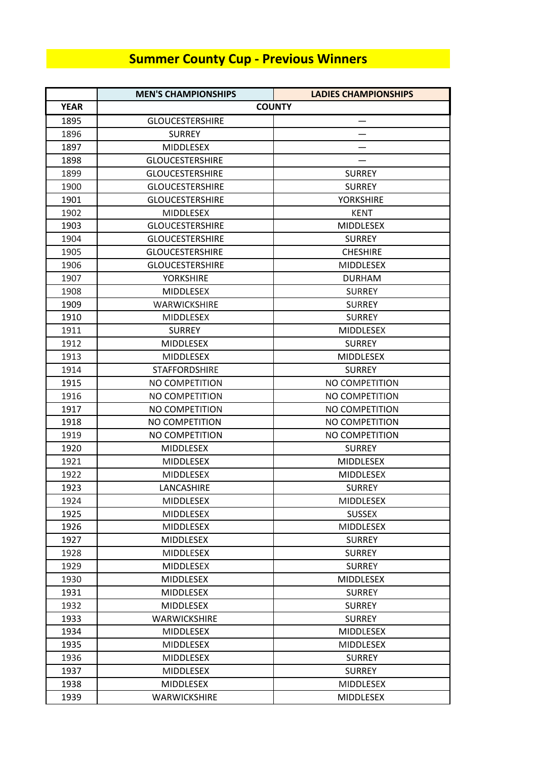# Summer County Cup - Previous Winners

| | MEN'S CHAMPIONSHIPS | LADIES CHAMPIONSHIPS |
|---|---|---|
| YEAR | COUNTY | |
| 1895 | GLOUCESTERSHIRE | — |
| 1896 | SURREY | — |
| 1897 | MIDDLESEX | — |
| 1898 | GLOUCESTERSHIRE | — |
| 1899 | GLOUCESTERSHIRE | SURREY |
| 1900 | GLOUCESTERSHIRE | SURREY |
| 1901 | GLOUCESTERSHIRE | YORKSHIRE |
| 1902 | MIDDLESEX | KENT |
| 1903 | GLOUCESTERSHIRE | MIDDLESEX |
| 1904 | GLOUCESTERSHIRE | SURREY |
| 1905 | GLOUCESTERSHIRE | CHESHIRE |
| 1906 | GLOUCESTERSHIRE | MIDDLESEX |
| 1907 | YORKSHIRE | DURHAM |
| 1908 | MIDDLESEX | SURREY |
| 1909 | WARWICKSHIRE | SURREY |
| 1910 | MIDDLESEX | SURREY |
| 1911 | SURREY | MIDDLESEX |
| 1912 | MIDDLESEX | SURREY |
| 1913 | MIDDLESEX | MIDDLESEX |
| 1914 | STAFFORDSHIRE | SURREY |
| 1915 | NO COMPETITION | NO COMPETITION |
| 1916 | NO COMPETITION | NO COMPETITION |
| 1917 | NO COMPETITION | NO COMPETITION |
| 1918 | NO COMPETITION | NO COMPETITION |
| 1919 | NO COMPETITION | NO COMPETITION |
| 1920 | MIDDLESEX | SURREY |
| 1921 | MIDDLESEX | MIDDLESEX |
| 1922 | MIDDLESEX | MIDDLESEX |
| 1923 | LANCASHIRE | SURREY |
| 1924 | MIDDLESEX | MIDDLESEX |
| 1925 | MIDDLESEX | SUSSEX |
| 1926 | MIDDLESEX | MIDDLESEX |
| 1927 | MIDDLESEX | SURREY |
| 1928 | MIDDLESEX | SURREY |
| 1929 | MIDDLESEX | SURREY |
| 1930 | MIDDLESEX | MIDDLESEX |
| 1931 | MIDDLESEX | SURREY |
| 1932 | MIDDLESEX | SURREY |
| 1933 | WARWICKSHIRE | SURREY |
| 1934 | MIDDLESEX | MIDDLESEX |
| 1935 | MIDDLESEX | MIDDLESEX |
| 1936 | MIDDLESEX | SURREY |
| 1937 | MIDDLESEX | SURREY |
| 1938 | MIDDLESEX | MIDDLESEX |
| 1939 | WARWICKSHIRE | MIDDLESEX |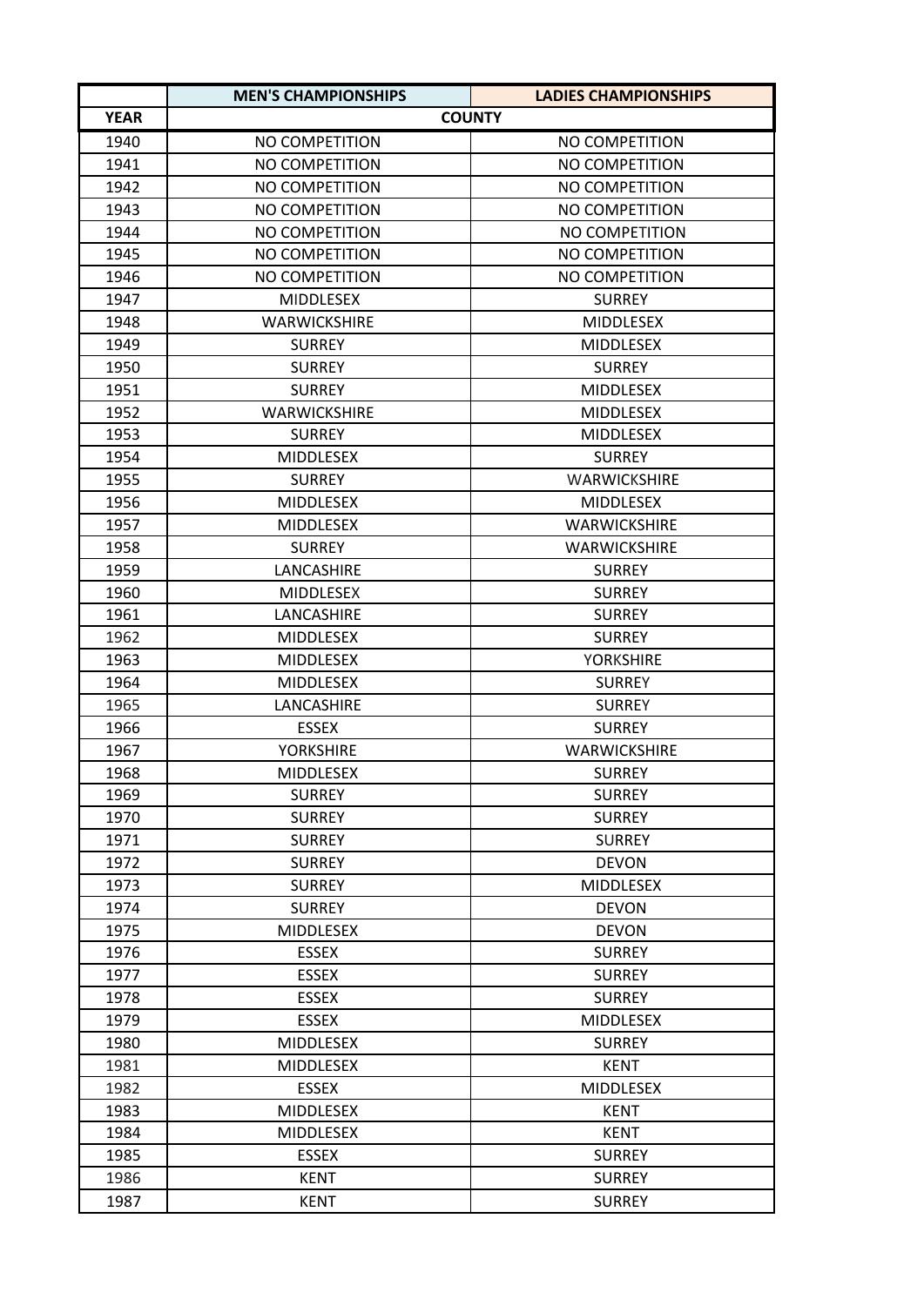| | MEN'S CHAMPIONSHIPS | LADIES CHAMPIONSHIPS |
|---|---|---|
| YEAR | COUNTY | |
| 1940 | NO COMPETITION | NO COMPETITION |
| 1941 | NO COMPETITION | NO COMPETITION |
| 1942 | NO COMPETITION | NO COMPETITION |
| 1943 | NO COMPETITION | NO COMPETITION |
| 1944 | NO COMPETITION | NO COMPETITION |
| 1945 | NO COMPETITION | NO COMPETITION |
| 1946 | NO COMPETITION | NO COMPETITION |
| 1947 | MIDDLESEX | SURREY |
| 1948 | WARWICKSHIRE | MIDDLESEX |
| 1949 | SURREY | MIDDLESEX |
| 1950 | SURREY | SURREY |
| 1951 | SURREY | MIDDLESEX |
| 1952 | WARWICKSHIRE | MIDDLESEX |
| 1953 | SURREY | MIDDLESEX |
| 1954 | MIDDLESEX | SURREY |
| 1955 | SURREY | WARWICKSHIRE |
| 1956 | MIDDLESEX | MIDDLESEX |
| 1957 | MIDDLESEX | WARWICKSHIRE |
| 1958 | SURREY | WARWICKSHIRE |
| 1959 | LANCASHIRE | SURREY |
| 1960 | MIDDLESEX | SURREY |
| 1961 | LANCASHIRE | SURREY |
| 1962 | MIDDLESEX | SURREY |
| 1963 | MIDDLESEX | YORKSHIRE |
| 1964 | MIDDLESEX | SURREY |
| 1965 | LANCASHIRE | SURREY |
| 1966 | ESSEX | SURREY |
| 1967 | YORKSHIRE | WARWICKSHIRE |
| 1968 | MIDDLESEX | SURREY |
| 1969 | SURREY | SURREY |
| 1970 | SURREY | SURREY |
| 1971 | SURREY | SURREY |
| 1972 | SURREY | DEVON |
| 1973 | SURREY | MIDDLESEX |
| 1974 | SURREY | DEVON |
| 1975 | MIDDLESEX | DEVON |
| 1976 | ESSEX | SURREY |
| 1977 | ESSEX | SURREY |
| 1978 | ESSEX | SURREY |
| 1979 | ESSEX | MIDDLESEX |
| 1980 | MIDDLESEX | SURREY |
| 1981 | MIDDLESEX | KENT |
| 1982 | ESSEX | MIDDLESEX |
| 1983 | MIDDLESEX | KENT |
| 1984 | MIDDLESEX | KENT |
| 1985 | ESSEX | SURREY |
| 1986 | KENT | SURREY |
| 1987 | KENT | SURREY |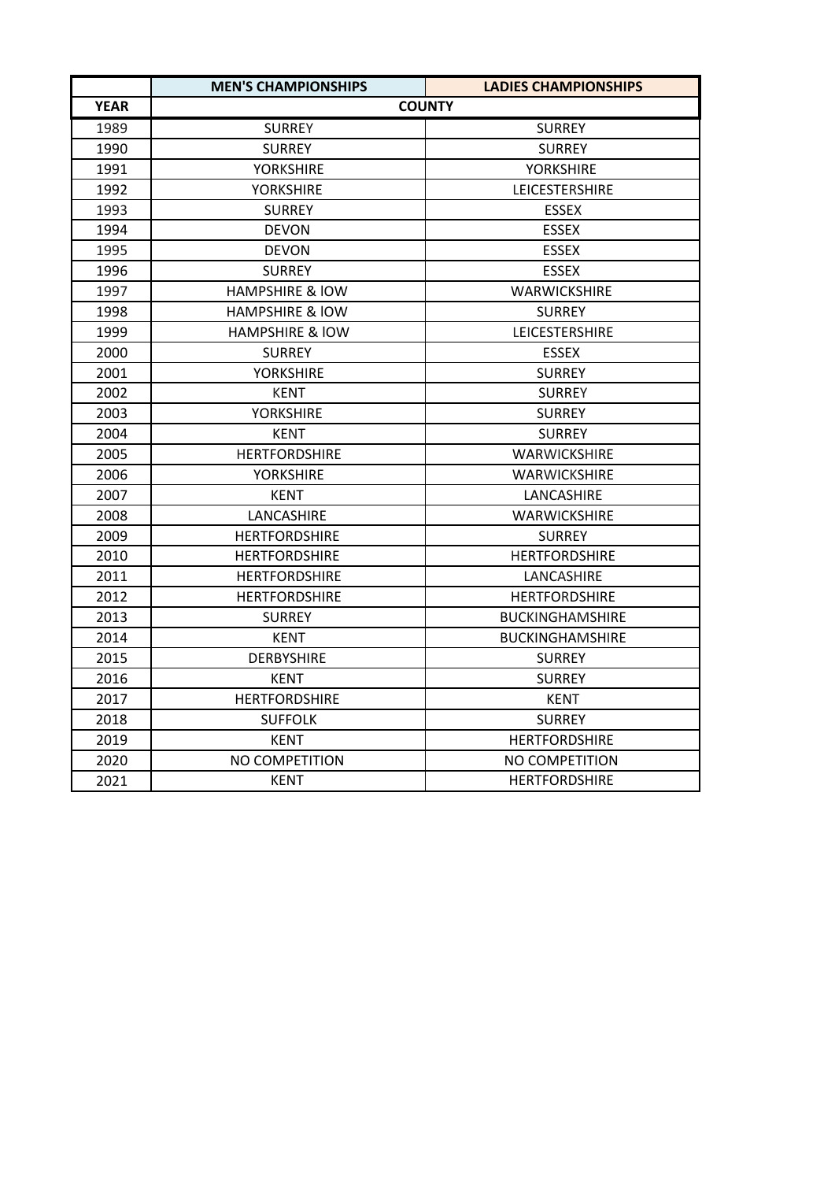| | MEN'S CHAMPIONSHIPS | LADIES CHAMPIONSHIPS |
|---|---|---|
| **YEAR** | **COUNTY** | |
| 1989 | SURREY | SURREY |
| 1990 | SURREY | SURREY |
| 1991 | YORKSHIRE | YORKSHIRE |
| 1992 | YORKSHIRE | LEICESTERSHIRE |
| 1993 | SURREY | ESSEX |
| 1994 | DEVON | ESSEX |
| 1995 | DEVON | ESSEX |
| 1996 | SURREY | ESSEX |
| 1997 | HAMPSHIRE & IOW | WARWICKSHIRE |
| 1998 | HAMPSHIRE & IOW | SURREY |
| 1999 | HAMPSHIRE & IOW | LEICESTERSHIRE |
| 2000 | SURREY | ESSEX |
| 2001 | YORKSHIRE | SURREY |
| 2002 | KENT | SURREY |
| 2003 | YORKSHIRE | SURREY |
| 2004 | KENT | SURREY |
| 2005 | HERTFORDSHIRE | WARWICKSHIRE |
| 2006 | YORKSHIRE | WARWICKSHIRE |
| 2007 | KENT | LANCASHIRE |
| 2008 | LANCASHIRE | WARWICKSHIRE |
| 2009 | HERTFORDSHIRE | SURREY |
| 2010 | HERTFORDSHIRE | HERTFORDSHIRE |
| 2011 | HERTFORDSHIRE | LANCASHIRE |
| 2012 | HERTFORDSHIRE | HERTFORDSHIRE |
| 2013 | SURREY | BUCKINGHAMSHIRE |
| 2014 | KENT | BUCKINGHAMSHIRE |
| 2015 | DERBYSHIRE | SURREY |
| 2016 | KENT | SURREY |
| 2017 | HERTFORDSHIRE | KENT |
| 2018 | SUFFOLK | SURREY |
| 2019 | KENT | HERTFORDSHIRE |
| 2020 | NO COMPETITION | NO COMPETITION |
| 2021 | KENT | HERTFORDSHIRE |